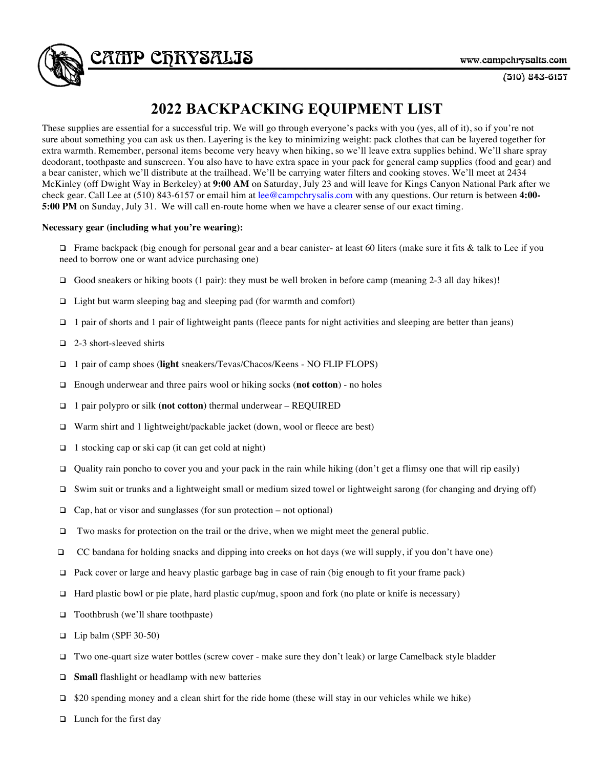# CAMP CHRYSALIS

www.campchrysalis.com

(510) 843-6157

## 2022 BACKPACKING EQUIPMENT LIST

These supplies are essential for a successful trip. We will go through everyone's packs with you (yes, all of it), so if you're not sure about something you can ask us then. Layering is the key to minimizing weight: pack clothes that can be layered together for extra warmth. Remember, personal items become very heavy when hiking, so we'll leave extra supplies behind. We'll share spray deodorant, toothpaste and sunscreen. You also have to have extra space in your pack for general camp supplies (food and gear) and a bear canister, which we'll distribute at the trailhead. We'll be carrying water filters and cooking stoves. We'll meet at 2434 McKinley (off Dwight Way in Berkeley) at **9:00 AM** on Saturday, July 23 and will leave for Kings Canyon National Park after we check gear. Call Lee at (510) 843-6157 or email him at lee@campchrysalis.com with any questions. Our return is between **4:00-5:00 PM** on Sunday, July 31. We will call en-route home when we have a clearer sense of our exact timing.

**Necessary gear (including what you're wearing):**

- ☐ Frame backpack (big enough for personal gear and a bear canister- at least 60 liters (make sure it fits & talk to Lee if you need to borrow one or want advice purchasing one)
- ☐ Good sneakers or hiking boots (1 pair): they must be well broken in before camp (meaning 2-3 all day hikes)!
- ☐ Light but warm sleeping bag and sleeping pad (for warmth and comfort)
- ☐ 1 pair of shorts and 1 pair of lightweight pants (fleece pants for night activities and sleeping are better than jeans)
- ☐ 2-3 short-sleeved shirts
- ☐ 1 pair of camp shoes (**light** sneakers/Tevas/Chacos/Keens - NO FLIP FLOPS)
- ☐ Enough underwear and three pairs wool or hiking socks (**not cotton**) - no holes
- ☐ 1 pair polypro or silk **(not cotton)** thermal underwear – REQUIRED
- ☐ Warm shirt and 1 lightweight/packable jacket (down, wool or fleece are best)
- ☐ 1 stocking cap or ski cap (it can get cold at night)
- ☐ Quality rain poncho to cover you and your pack in the rain while hiking (don't get a flimsy one that will rip easily)
- ☐ Swim suit or trunks and a lightweight small or medium sized towel or lightweight sarong (for changing and drying off)
- ☐ Cap, hat or visor and sunglasses (for sun protection – not optional)
- ☐ Two masks for protection on the trail or the drive, when we might meet the general public.
- ☐ CC bandana for holding snacks and dipping into creeks on hot days (we will supply, if you don't have one)
- ☐ Pack cover or large and heavy plastic garbage bag in case of rain (big enough to fit your frame pack)
- ☐ Hard plastic bowl or pie plate, hard plastic cup/mug, spoon and fork (no plate or knife is necessary)
- ☐ Toothbrush (we'll share toothpaste)
- ☐ Lip balm (SPF 30-50)
- ☐ Two one-quart size water bottles (screw cover - make sure they don't leak) or large Camelback style bladder
- ☐ **Small** flashlight or headlamp with new batteries
- ☐ $20 spending money and a clean shirt for the ride home (these will stay in our vehicles while we hike)
- ☐ Lunch for the first day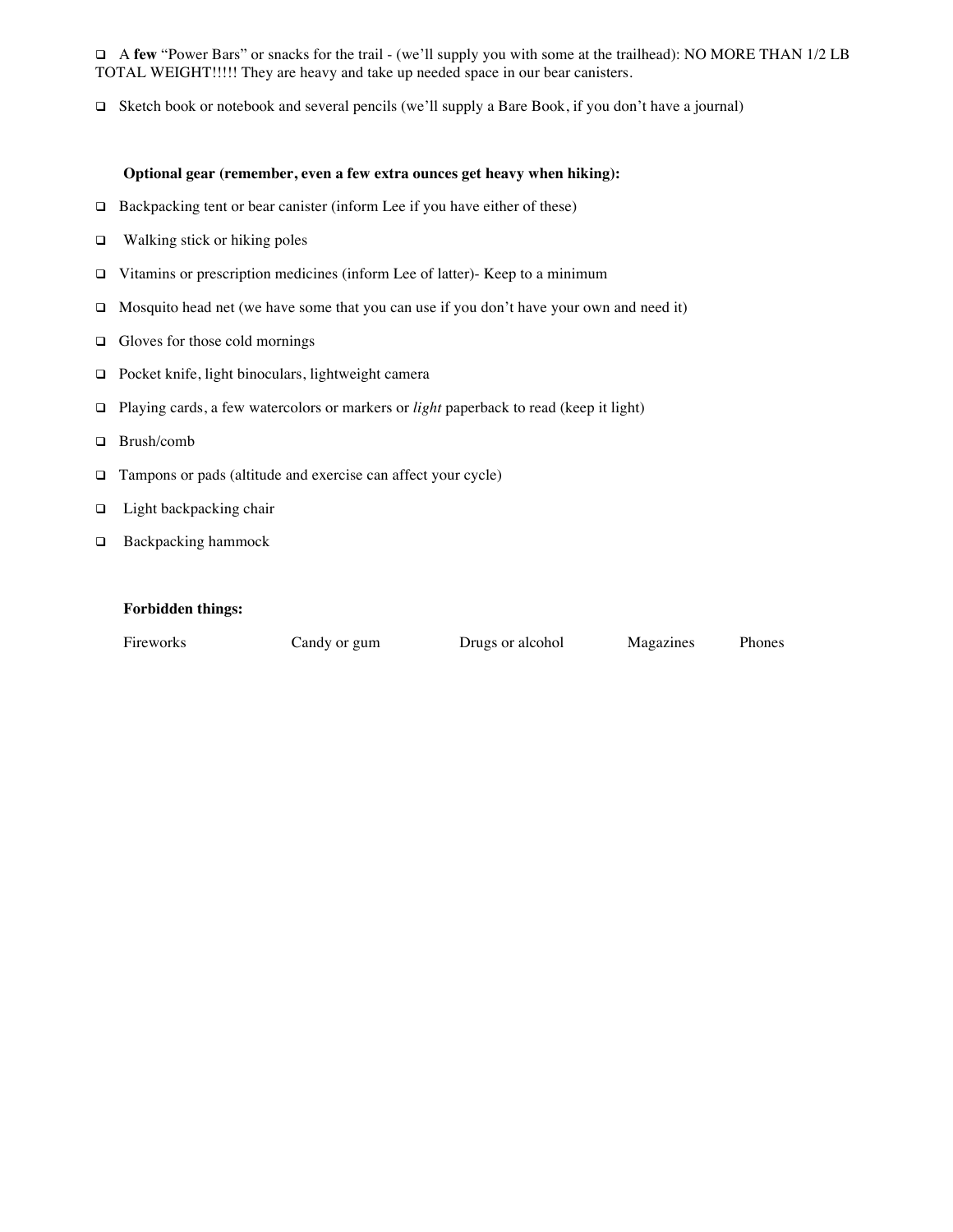- [ ] A **few** "Power Bars" or snacks for the trail - (we'll supply you with some at the trailhead): NO MORE THAN 1/2 LB TOTAL WEIGHT!!!!! They are heavy and take up needed space in our bear canisters.
- [ ] Sketch book or notebook and several pencils (we'll supply a Bare Book, if you don't have a journal)

**Optional gear (remember, even a few extra ounces get heavy when hiking):**

- [ ] Backpacking tent or bear canister (inform Lee if you have either of these)
- [ ] Walking stick or hiking poles
- [ ] Vitamins or prescription medicines (inform Lee of latter)- Keep to a minimum
- [ ] Mosquito head net (we have some that you can use if you don't have your own and need it)
- [ ] Gloves for those cold mornings
- [ ] Pocket knife, light binoculars, lightweight camera
- [ ] Playing cards, a few watercolors or markers or *light* paperback to read (keep it light)
- [ ] Brush/comb
- [ ] Tampons or pads (altitude and exercise can affect your cycle)
- [ ] Light backpacking chair
- [ ] Backpacking hammock

**Forbidden things:**

Fireworks    Candy or gum    Drugs or alcohol    Magazines    Phones